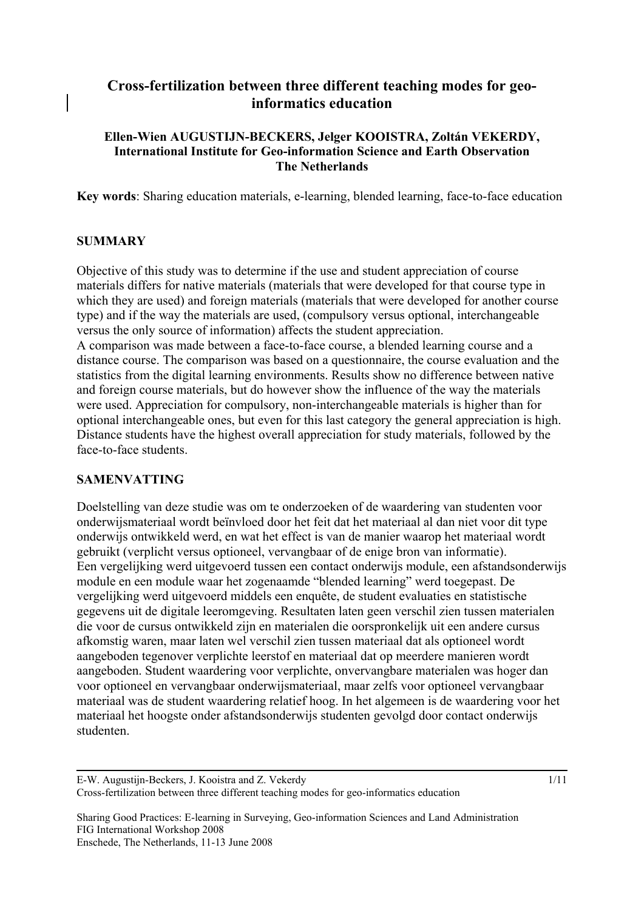# Cross-fertilization between three different teaching modes for geo-informatics education

**Ellen-Wien AUGUSTIJN-BECKERS, Jelger KOOISTRA, Zoltán VEKERDY, International Institute for Geo-information Science and Earth Observation The Netherlands**

**Key words**: Sharing education materials, e-learning, blended learning, face-to-face education

## SUMMARY

Objective of this study was to determine if the use and student appreciation of course materials differs for native materials (materials that were developed for that course type in which they are used) and foreign materials (materials that were developed for another course type) and if the way the materials are used, (compulsory versus optional, interchangeable versus the only source of information) affects the student appreciation.
A comparison was made between a face-to-face course, a blended learning course and a distance course. The comparison was based on a questionnaire, the course evaluation and the statistics from the digital learning environments. Results show no difference between native and foreign course materials, but do however show the influence of the way the materials were used. Appreciation for compulsory, non-interchangeable materials is higher than for optional interchangeable ones, but even for this last category the general appreciation is high. Distance students have the highest overall appreciation for study materials, followed by the face-to-face students.

## SAMENVATTING

Doelstelling van deze studie was om te onderzoeken of de waardering van studenten voor onderwijsmateriaal wordt beïnvloed door het feit dat het materiaal al dan niet voor dit type onderwijs ontwikkeld werd, en wat het effect is van de manier waarop het materiaal wordt gebruikt (verplicht versus optioneel, vervangbaar of de enige bron van informatie).
Een vergelijking werd uitgevoerd tussen een contact onderwijs module, een afstandsonderwijs module en een module waar het zogenaamde "blended learning" werd toegepast. De vergelijking werd uitgevoerd middels een enquête, de student evaluaties en statistische gegevens uit de digitale leeromgeving. Resultaten laten geen verschil zien tussen materialen die voor de cursus ontwikkeld zijn en materialen die oorspronkelijk uit een andere cursus afkomstig waren, maar laten wel verschil zien tussen materiaal dat als optioneel wordt aangeboden tegenover verplichte leerstof en materiaal dat op meerdere manieren wordt aangeboden. Student waardering voor verplichte, onvervangbare materialen was hoger dan voor optioneel en vervangbaar onderwijsmateriaal, maar zelfs voor optioneel vervangbaar materiaal was de student waardering relatief hoog. In het algemeen is de waardering voor het materiaal het hoogste onder afstandsonderwijs studenten gevolgd door contact onderwijs studenten.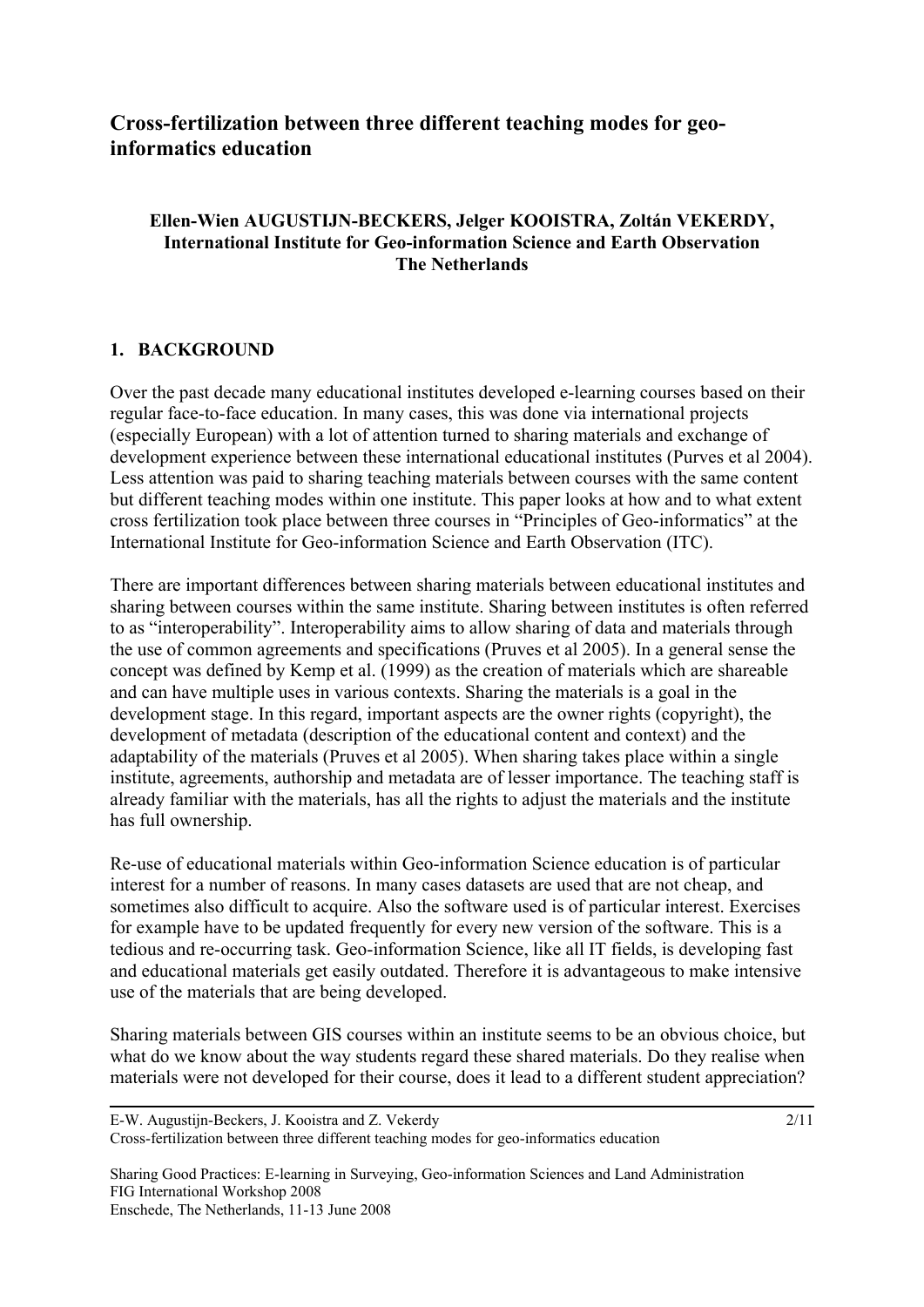# Cross-fertilization between three different teaching modes for geo-informatics education

**Ellen-Wien AUGUSTIJN-BECKERS, Jelger KOOISTRA, Zoltán VEKERDY, International Institute for Geo-information Science and Earth Observation The Netherlands**

## 1. BACKGROUND

Over the past decade many educational institutes developed e-learning courses based on their regular face-to-face education. In many cases, this was done via international projects (especially European) with a lot of attention turned to sharing materials and exchange of development experience between these international educational institutes (Purves et al 2004). Less attention was paid to sharing teaching materials between courses with the same content but different teaching modes within one institute. This paper looks at how and to what extent cross fertilization took place between three courses in "Principles of Geo-informatics" at the International Institute for Geo-information Science and Earth Observation (ITC).

There are important differences between sharing materials between educational institutes and sharing between courses within the same institute. Sharing between institutes is often referred to as "interoperability". Interoperability aims to allow sharing of data and materials through the use of common agreements and specifications (Pruves et al 2005). In a general sense the concept was defined by Kemp et al. (1999) as the creation of materials which are shareable and can have multiple uses in various contexts. Sharing the materials is a goal in the development stage. In this regard, important aspects are the owner rights (copyright), the development of metadata (description of the educational content and context) and the adaptability of the materials (Pruves et al 2005). When sharing takes place within a single institute, agreements, authorship and metadata are of lesser importance. The teaching staff is already familiar with the materials, has all the rights to adjust the materials and the institute has full ownership.

Re-use of educational materials within Geo-information Science education is of particular interest for a number of reasons. In many cases datasets are used that are not cheap, and sometimes also difficult to acquire. Also the software used is of particular interest. Exercises for example have to be updated frequently for every new version of the software. This is a tedious and re-occurring task. Geo-information Science, like all IT fields, is developing fast and educational materials get easily outdated. Therefore it is advantageous to make intensive use of the materials that are being developed.

Sharing materials between GIS courses within an institute seems to be an obvious choice, but what do we know about the way students regard these shared materials. Do they realise when materials were not developed for their course, does it lead to a different student appreciation?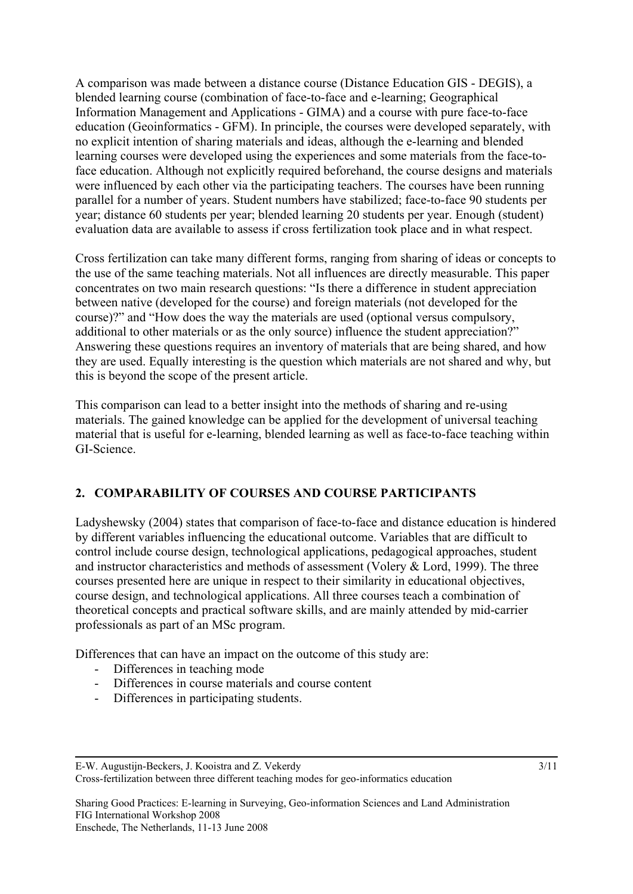A comparison was made between a distance course (Distance Education GIS - DEGIS), a blended learning course (combination of face-to-face and e-learning; Geographical Information Management and Applications - GIMA) and a course with pure face-to-face education (Geoinformatics - GFM). In principle, the courses were developed separately, with no explicit intention of sharing materials and ideas, although the e-learning and blended learning courses were developed using the experiences and some materials from the face-to-face education. Although not explicitly required beforehand, the course designs and materials were influenced by each other via the participating teachers. The courses have been running parallel for a number of years. Student numbers have stabilized; face-to-face 90 students per year; distance 60 students per year; blended learning 20 students per year. Enough (student) evaluation data are available to assess if cross fertilization took place and in what respect.

Cross fertilization can take many different forms, ranging from sharing of ideas or concepts to the use of the same teaching materials. Not all influences are directly measurable. This paper concentrates on two main research questions: "Is there a difference in student appreciation between native (developed for the course) and foreign materials (not developed for the course)?" and "How does the way the materials are used (optional versus compulsory, additional to other materials or as the only source) influence the student appreciation?" Answering these questions requires an inventory of materials that are being shared, and how they are used. Equally interesting is the question which materials are not shared and why, but this is beyond the scope of the present article.

This comparison can lead to a better insight into the methods of sharing and re-using materials. The gained knowledge can be applied for the development of universal teaching material that is useful for e-learning, blended learning as well as face-to-face teaching within GI-Science.

## 2. COMPARABILITY OF COURSES AND COURSE PARTICIPANTS

Ladyshewsky (2004) states that comparison of face-to-face and distance education is hindered by different variables influencing the educational outcome. Variables that are difficult to control include course design, technological applications, pedagogical approaches, student and instructor characteristics and methods of assessment (Volery & Lord, 1999). The three courses presented here are unique in respect to their similarity in educational objectives, course design, and technological applications. All three courses teach a combination of theoretical concepts and practical software skills, and are mainly attended by mid-carrier professionals as part of an MSc program.

Differences that can have an impact on the outcome of this study are:

- Differences in teaching mode
- Differences in course materials and course content
- Differences in participating students.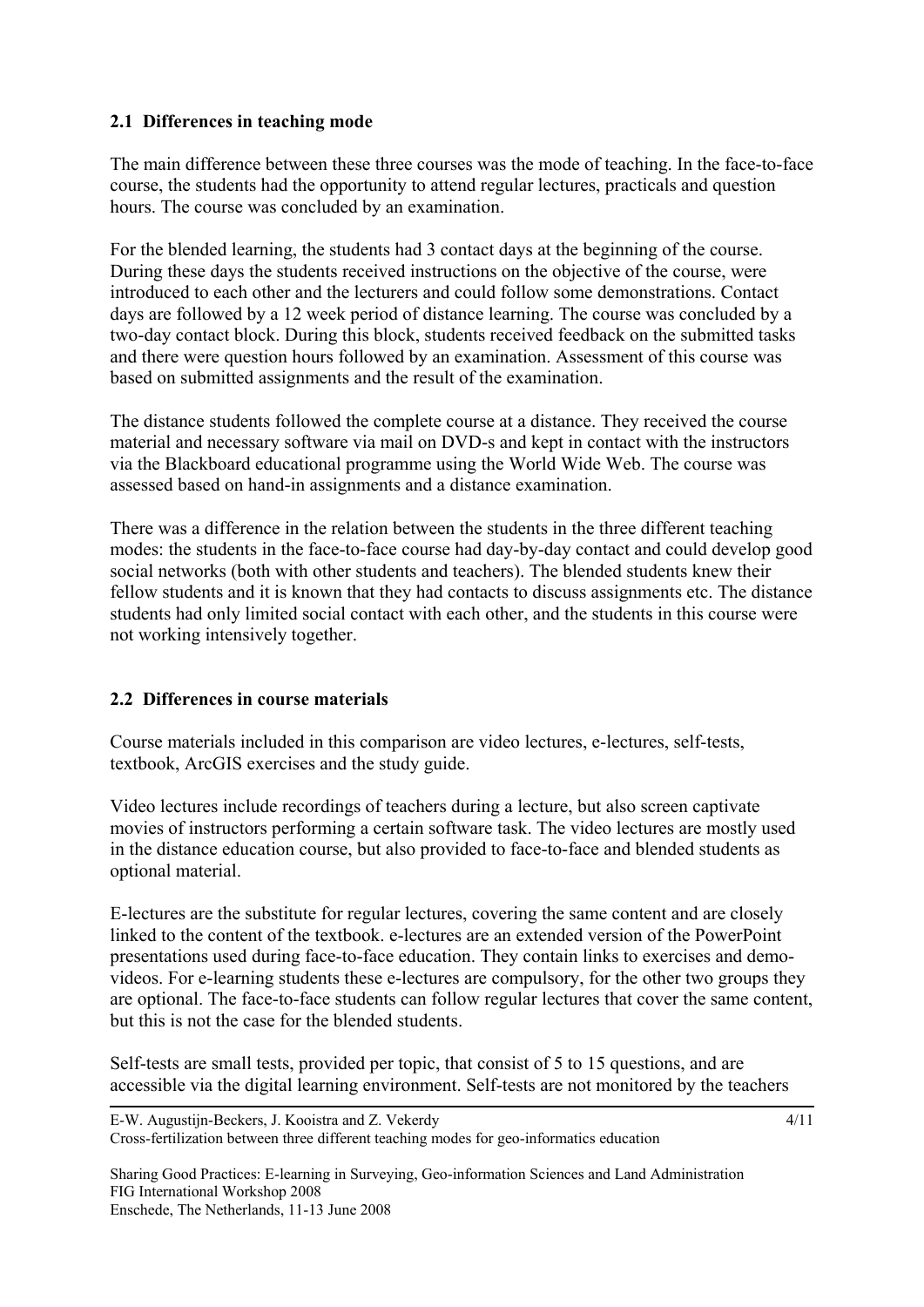### 2.1 Differences in teaching mode

The main difference between these three courses was the mode of teaching. In the face-to-face course, the students had the opportunity to attend regular lectures, practicals and question hours. The course was concluded by an examination.

For the blended learning, the students had 3 contact days at the beginning of the course. During these days the students received instructions on the objective of the course, were introduced to each other and the lecturers and could follow some demonstrations. Contact days are followed by a 12 week period of distance learning. The course was concluded by a two-day contact block. During this block, students received feedback on the submitted tasks and there were question hours followed by an examination. Assessment of this course was based on submitted assignments and the result of the examination.

The distance students followed the complete course at a distance. They received the course material and necessary software via mail on DVD-s and kept in contact with the instructors via the Blackboard educational programme using the World Wide Web. The course was assessed based on hand-in assignments and a distance examination.

There was a difference in the relation between the students in the three different teaching modes: the students in the face-to-face course had day-by-day contact and could develop good social networks (both with other students and teachers). The blended students knew their fellow students and it is known that they had contacts to discuss assignments etc. The distance students had only limited social contact with each other, and the students in this course were not working intensively together.

### 2.2 Differences in course materials

Course materials included in this comparison are video lectures, e-lectures, self-tests, textbook, ArcGIS exercises and the study guide.

Video lectures include recordings of teachers during a lecture, but also screen captivate movies of instructors performing a certain software task. The video lectures are mostly used in the distance education course, but also provided to face-to-face and blended students as optional material.

E-lectures are the substitute for regular lectures, covering the same content and are closely linked to the content of the textbook. e-lectures are an extended version of the PowerPoint presentations used during face-to-face education. They contain links to exercises and demo-videos. For e-learning students these e-lectures are compulsory, for the other two groups they are optional. The face-to-face students can follow regular lectures that cover the same content, but this is not the case for the blended students.

Self-tests are small tests, provided per topic, that consist of 5 to 15 questions, and are accessible via the digital learning environment. Self-tests are not monitored by the teachers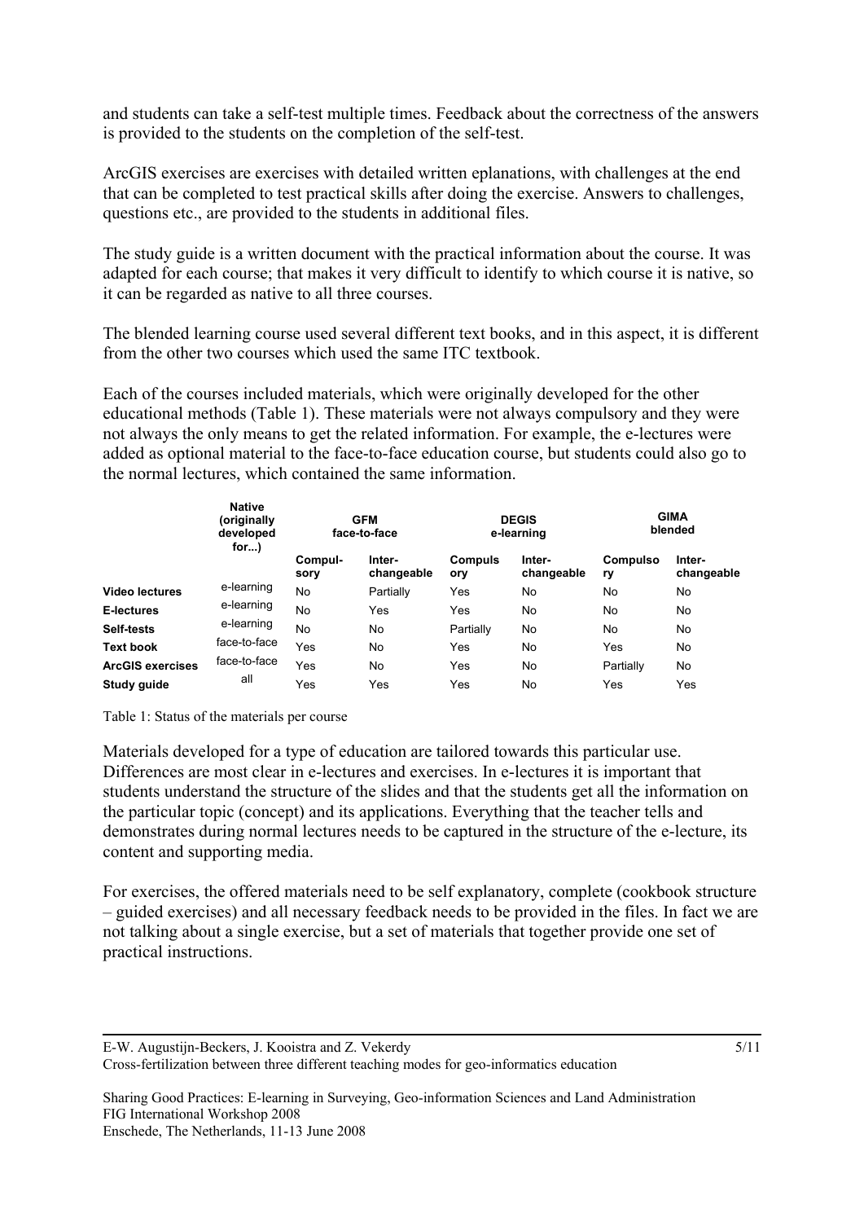and students can take a self-test multiple times. Feedback about the correctness of the answers is provided to the students on the completion of the self-test.

ArcGIS exercises are exercises with detailed written eplanations, with challenges at the end that can be completed to test practical skills after doing the exercise. Answers to challenges, questions etc., are provided to the students in additional files.

The study guide is a written document with the practical information about the course. It was adapted for each course; that makes it very difficult to identify to which course it is native, so it can be regarded as native to all three courses.

The blended learning course used several different text books, and in this aspect, it is different from the other two courses which used the same ITC textbook.

Each of the courses included materials, which were originally developed for the other educational methods (Table 1). These materials were not always compulsory and they were not always the only means to get the related information. For example, the e-lectures were added as optional material to the face-to-face education course, but students could also go to the normal lectures, which contained the same information.

| | Native (originally developed for...) | GFM face-to-face | | DEGIS e-learning | | GIMA blended | |
|---|---|---|---|---|---|---|---|
| | | Compul-sory | Inter-changeable | Compuls ory | Inter-changeable | Compulso ry | Inter-changeable |
| **Video lectures** | e-learning | No | Partially | Yes | No | No | No |
| **E-lectures** | e-learning | No | Yes | Yes | No | No | No |
| **Self-tests** | e-learning | No | No | Partially | No | No | No |
| **Text book** | face-to-face | Yes | No | Yes | No | Yes | No |
| **ArcGIS exercises** | face-to-face | Yes | No | Yes | No | Partially | No |
| **Study guide** | all | Yes | Yes | Yes | No | Yes | Yes |

Table 1: Status of the materials per course

Materials developed for a type of education are tailored towards this particular use. Differences are most clear in e-lectures and exercises. In e-lectures it is important that students understand the structure of the slides and that the students get all the information on the particular topic (concept) and its applications. Everything that the teacher tells and demonstrates during normal lectures needs to be captured in the structure of the e-lecture, its content and supporting media.

For exercises, the offered materials need to be self explanatory, complete (cookbook structure – guided exercises) and all necessary feedback needs to be provided in the files. In fact we are not talking about a single exercise, but a set of materials that together provide one set of practical instructions.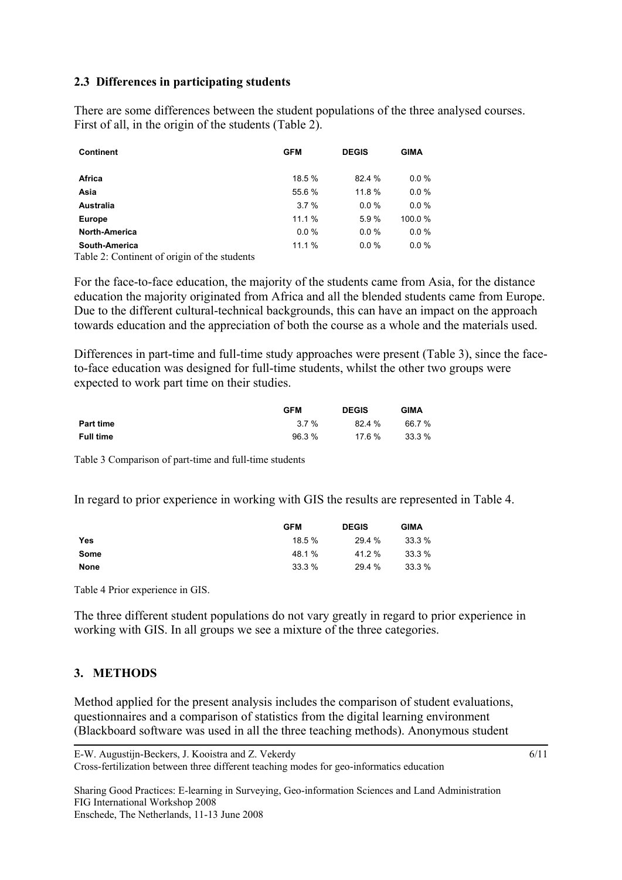### 2.3 Differences in participating students

There are some differences between the student populations of the three analysed courses. First of all, in the origin of the students (Table 2).

| Continent | GFM | DEGIS | GIMA |
|---|---|---|---|
| Africa | 18.5 % | 82.4 % | 0.0 % |
| Asia | 55.6 % | 11.8 % | 0.0 % |
| Australia | 3.7 % | 0.0 % | 0.0 % |
| Europe | 11.1 % | 5.9 % | 100.0 % |
| North-America | 0.0 % | 0.0 % | 0.0 % |
| South-America | 11.1 % | 0.0 % | 0.0 % |

Table 2: Continent of origin of the students

For the face-to-face education, the majority of the students came from Asia, for the distance education the majority originated from Africa and all the blended students came from Europe. Due to the different cultural-technical backgrounds, this can have an impact on the approach towards education and the appreciation of both the course as a whole and the materials used.

Differences in part-time and full-time study approaches were present (Table 3), since the face-to-face education was designed for full-time students, whilst the other two groups were expected to work part time on their studies.

| | GFM | DEGIS | GIMA |
|---|---|---|---|
| Part time | 3.7 % | 82.4 % | 66.7 % |
| Full time | 96.3 % | 17.6 % | 33.3 % |

Table 3 Comparison of part-time and full-time students

In regard to prior experience in working with GIS the results are represented in Table 4.

| | GFM | DEGIS | GIMA |
|---|---|---|---|
| Yes | 18.5 % | 29.4 % | 33.3 % |
| Some | 48.1 % | 41.2 % | 33.3 % |
| None | 33.3 % | 29.4 % | 33.3 % |

Table 4 Prior experience in GIS.

The three different student populations do not vary greatly in regard to prior experience in working with GIS. In all groups we see a mixture of the three categories.

## 3. METHODS

Method applied for the present analysis includes the comparison of student evaluations, questionnaires and a comparison of statistics from the digital learning environment (Blackboard software was used in all the three teaching methods). Anonymous student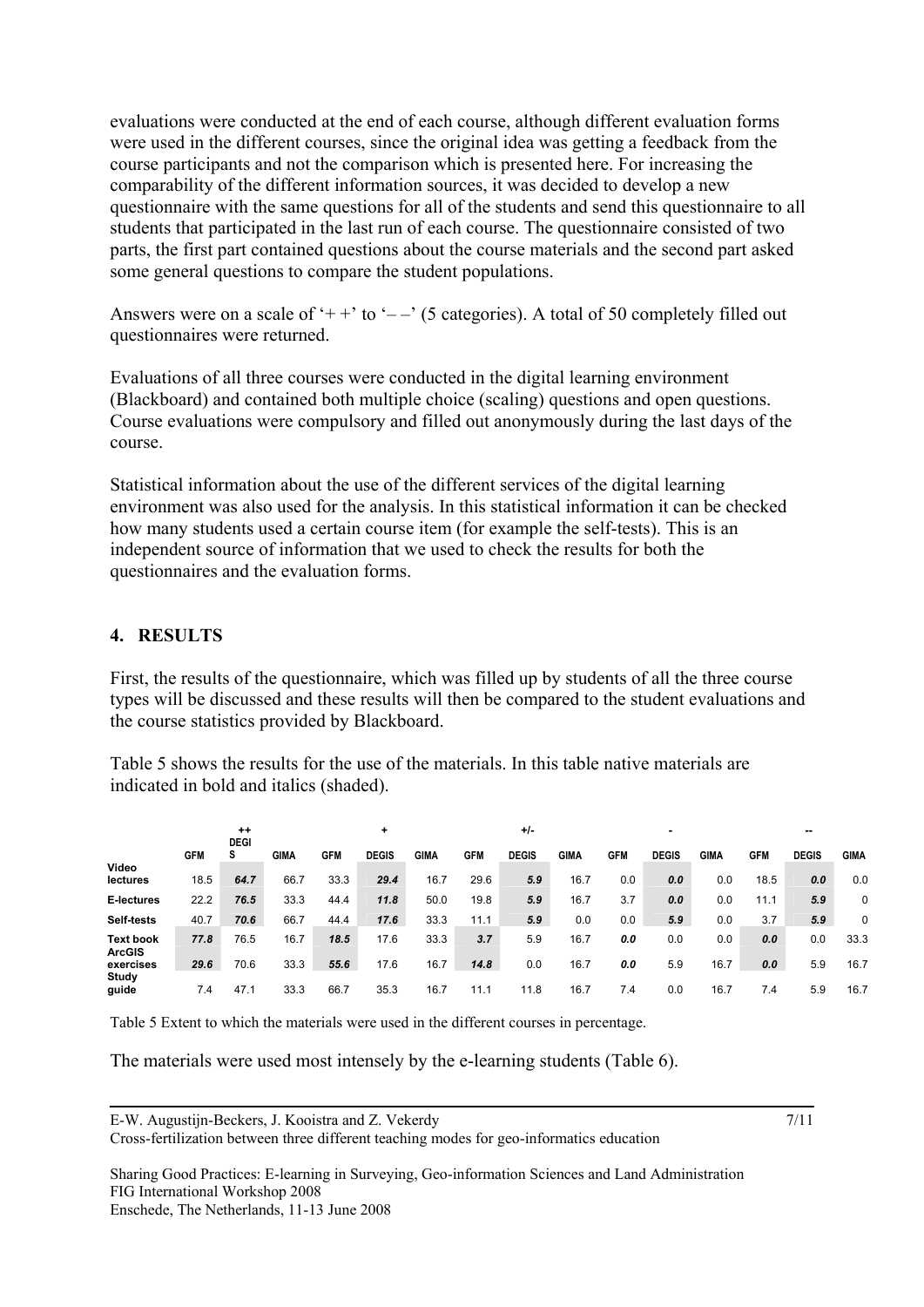evaluations were conducted at the end of each course, although different evaluation forms were used in the different courses, since the original idea was getting a feedback from the course participants and not the comparison which is presented here. For increasing the comparability of the different information sources, it was decided to develop a new questionnaire with the same questions for all of the students and send this questionnaire to all students that participated in the last run of each course. The questionnaire consisted of two parts, the first part contained questions about the course materials and the second part asked some general questions to compare the student populations.

Answers were on a scale of '+ +' to '– –' (5 categories). A total of 50 completely filled out questionnaires were returned.

Evaluations of all three courses were conducted in the digital learning environment (Blackboard) and contained both multiple choice (scaling) questions and open questions. Course evaluations were compulsory and filled out anonymously during the last days of the course.

Statistical information about the use of the different services of the digital learning environment was also used for the analysis. In this statistical information it can be checked how many students used a certain course item (for example the self-tests). This is an independent source of information that we used to check the results for both the questionnaires and the evaluation forms.

## 4. RESULTS

First, the results of the questionnaire, which was filled up by students of all the three course types will be discussed and these results will then be compared to the student evaluations and the course statistics provided by Blackboard.

Table 5 shows the results for the use of the materials. In this table native materials are indicated in bold and italics (shaded).

| | ++ | | | + | | | +/- | | | - | | | -- | | |
|---|---|---|---|---|---|---|---|---|---|---|---|---|---|---|---|
| | GFM | DEGIS | GIMA | GFM | DEGIS | GIMA | GFM | DEGIS | GIMA | GFM | DEGIS | GIMA | GFM | DEGIS | GIMA |
| Video lectures | 18.5 | ***64.7*** | 66.7 | 33.3 | ***29.4*** | 16.7 | 29.6 | ***5.9*** | 16.7 | 0.0 | ***0.0*** | 0.0 | 18.5 | ***0.0*** | 0.0 |
| E-lectures | 22.2 | ***76.5*** | 33.3 | 44.4 | ***11.8*** | 50.0 | 19.8 | ***5.9*** | 16.7 | 3.7 | ***0.0*** | 0.0 | 11.1 | ***5.9*** | 0 |
| Self-tests | 40.7 | ***70.6*** | 66.7 | 44.4 | ***17.6*** | 33.3 | 11.1 | ***5.9*** | 0.0 | 0.0 | ***5.9*** | 0.0 | 3.7 | ***5.9*** | 0 |
| Text book | ***77.8*** | 76.5 | 16.7 | ***18.5*** | 17.6 | 33.3 | ***3.7*** | 5.9 | 16.7 | ***0.0*** | 0.0 | 0.0 | ***0.0*** | 0.0 | 33.3 |
| ArcGIS exercises | ***29.6*** | 70.6 | 33.3 | ***55.6*** | 17.6 | 16.7 | ***14.8*** | 0.0 | 16.7 | ***0.0*** | 5.9 | 16.7 | ***0.0*** | 5.9 | 16.7 |
| Study guide | 7.4 | 47.1 | 33.3 | 66.7 | 35.3 | 16.7 | 11.1 | 11.8 | 16.7 | 7.4 | 0.0 | 16.7 | 7.4 | 5.9 | 16.7 |

Table 5 Extent to which the materials were used in the different courses in percentage.

The materials were used most intensely by the e-learning students (Table 6).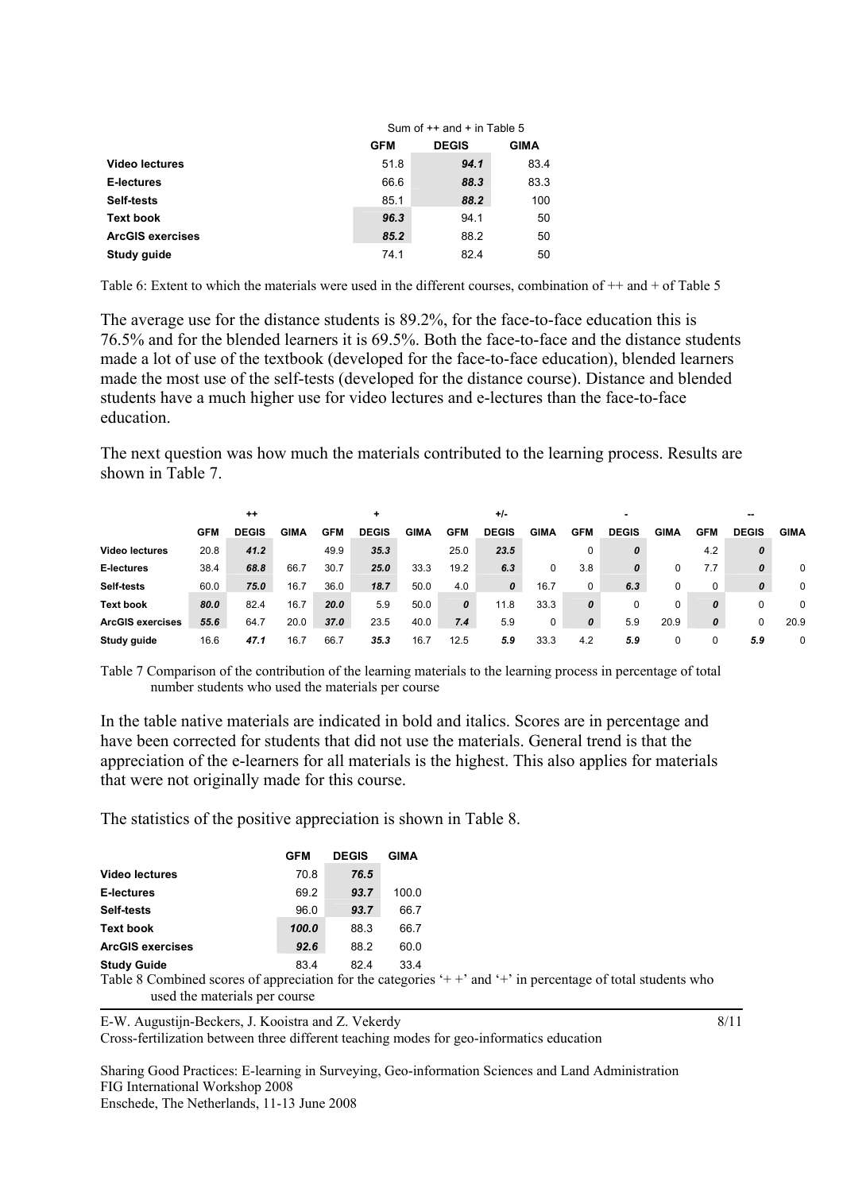| | Sum of ++ and + in Table 5 | | |
|---|---|---|---|
| | **GFM** | **DEGIS** | **GIMA** |
| **Video lectures** | 51.8 | ***94.1*** | 83.4 |
| **E-lectures** | 66.6 | ***88.3*** | 83.3 |
| **Self-tests** | 85.1 | ***88.2*** | 100 |
| **Text book** | ***96.3*** | 94.1 | 50 |
| **ArcGIS exercises** | ***85.2*** | 88.2 | 50 |
| **Study guide** | 74.1 | 82.4 | 50 |

Table 6: Extent to which the materials were used in the different courses, combination of ++ and + of Table 5

The average use for the distance students is 89.2%, for the face-to-face education this is 76.5% and for the blended learners it is 69.5%. Both the face-to-face and the distance students made a lot of use of the textbook (developed for the face-to-face education), blended learners made the most use of the self-tests (developed for the distance course). Distance and blended students have a much higher use for video lectures and e-lectures than the face-to-face education.

The next question was how much the materials contributed to the learning process. Results are shown in Table 7.

| | ++ | | | + | | | +/- | | | - | | | -- | | |
|---|---|---|---|---|---|---|---|---|---|---|---|---|---|---|---|
| | **GFM** | **DEGIS** | **GIMA** | **GFM** | **DEGIS** | **GIMA** | **GFM** | **DEGIS** | **GIMA** | **GFM** | **DEGIS** | **GIMA** | **GFM** | **DEGIS** | **GIMA** |
| **Video lectures** | 20.8 | ***41.2*** | | 49.9 | ***35.3*** | | 25.0 | ***23.5*** | | 0 | ***0*** | | 4.2 | ***0*** | |
| **E-lectures** | 38.4 | ***68.8*** | 66.7 | 30.7 | ***25.0*** | 33.3 | 19.2 | ***6.3*** | 0 | 3.8 | ***0*** | 0 | 7.7 | ***0*** | 0 |
| **Self-tests** | 60.0 | ***75.0*** | 16.7 | 36.0 | ***18.7*** | 50.0 | 4.0 | ***0*** | 16.7 | 0 | ***6.3*** | 0 | 0 | ***0*** | 0 |
| **Text book** | ***80.0*** | 82.4 | 16.7 | ***20.0*** | 5.9 | 50.0 | ***0*** | 11.8 | 33.3 | ***0*** | 0 | 0 | ***0*** | 0 | 0 |
| **ArcGIS exercises** | ***55.6*** | 64.7 | 20.0 | ***37.0*** | 23.5 | 40.0 | ***7.4*** | 5.9 | 0 | ***0*** | 5.9 | 20.9 | ***0*** | 0 | 20.9 |
| **Study guide** | 16.6 | ***47.1*** | 16.7 | 66.7 | ***35.3*** | 16.7 | 12.5 | ***5.9*** | 33.3 | 4.2 | ***5.9*** | 0 | 0 | ***5.9*** | 0 |

Table 7 Comparison of the contribution of the learning materials to the learning process in percentage of total number students who used the materials per course

In the table native materials are indicated in bold and italics. Scores are in percentage and have been corrected for students that did not use the materials. General trend is that the appreciation of the e-learners for all materials is the highest. This also applies for materials that were not originally made for this course.

The statistics of the positive appreciation is shown in Table 8.

| | **GFM** | **DEGIS** | **GIMA** |
|---|---|---|---|
| **Video lectures** | 70.8 | ***76.5*** | |
| **E-lectures** | 69.2 | ***93.7*** | 100.0 |
| **Self-tests** | 96.0 | ***93.7*** | 66.7 |
| **Text book** | ***100.0*** | 88.3 | 66.7 |
| **ArcGIS exercises** | ***92.6*** | 88.2 | 60.0 |
| **Study Guide** | 83.4 | 82.4 | 33.4 |

Table 8 Combined scores of appreciation for the categories '+ +' and '+' in percentage of total students who used the materials per course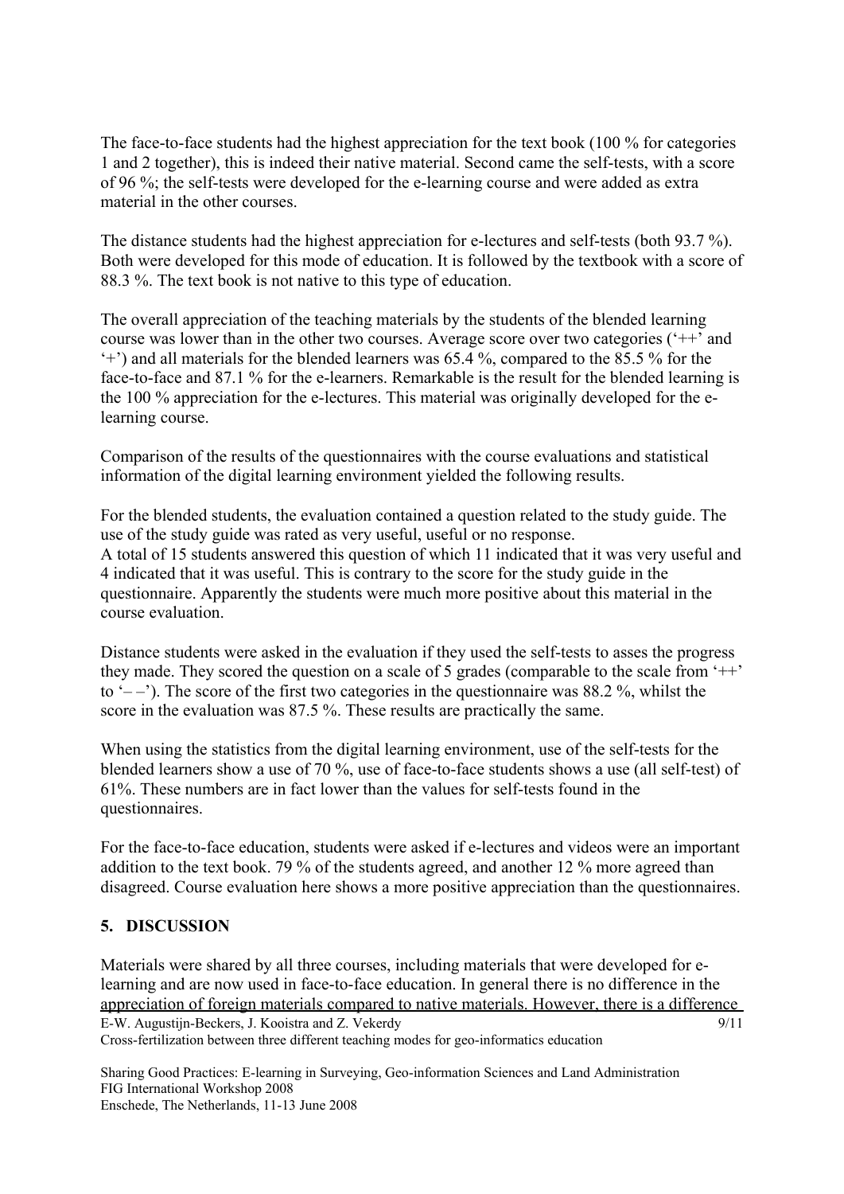The face-to-face students had the highest appreciation for the text book (100 % for categories 1 and 2 together), this is indeed their native material. Second came the self-tests, with a score of 96 %; the self-tests were developed for the e-learning course and were added as extra material in the other courses.

The distance students had the highest appreciation for e-lectures and self-tests (both 93.7 %). Both were developed for this mode of education. It is followed by the textbook with a score of 88.3 %. The text book is not native to this type of education.

The overall appreciation of the teaching materials by the students of the blended learning course was lower than in the other two courses. Average score over two categories ('++' and '+') and all materials for the blended learners was 65.4 %, compared to the 85.5 % for the face-to-face and 87.1 % for the e-learners. Remarkable is the result for the blended learning is the 100 % appreciation for the e-lectures. This material was originally developed for the e-learning course.

Comparison of the results of the questionnaires with the course evaluations and statistical information of the digital learning environment yielded the following results.

For the blended students, the evaluation contained a question related to the study guide. The use of the study guide was rated as very useful, useful or no response.
A total of 15 students answered this question of which 11 indicated that it was very useful and 4 indicated that it was useful. This is contrary to the score for the study guide in the questionnaire. Apparently the students were much more positive about this material in the course evaluation.

Distance students were asked in the evaluation if they used the self-tests to asses the progress they made. They scored the question on a scale of 5 grades (comparable to the scale from '++' to '– –'). The score of the first two categories in the questionnaire was 88.2 %, whilst the score in the evaluation was 87.5 %. These results are practically the same.

When using the statistics from the digital learning environment, use of the self-tests for the blended learners show a use of 70 %, use of face-to-face students shows a use (all self-test) of 61%. These numbers are in fact lower than the values for self-tests found in the questionnaires.

For the face-to-face education, students were asked if e-lectures and videos were an important addition to the text book. 79 % of the students agreed, and another 12 % more agreed than disagreed. Course evaluation here shows a more positive appreciation than the questionnaires.

## 5. DISCUSSION

Materials were shared by all three courses, including materials that were developed for e-learning and are now used in face-to-face education. In general there is no difference in the appreciation of foreign materials compared to native materials. However, there is a difference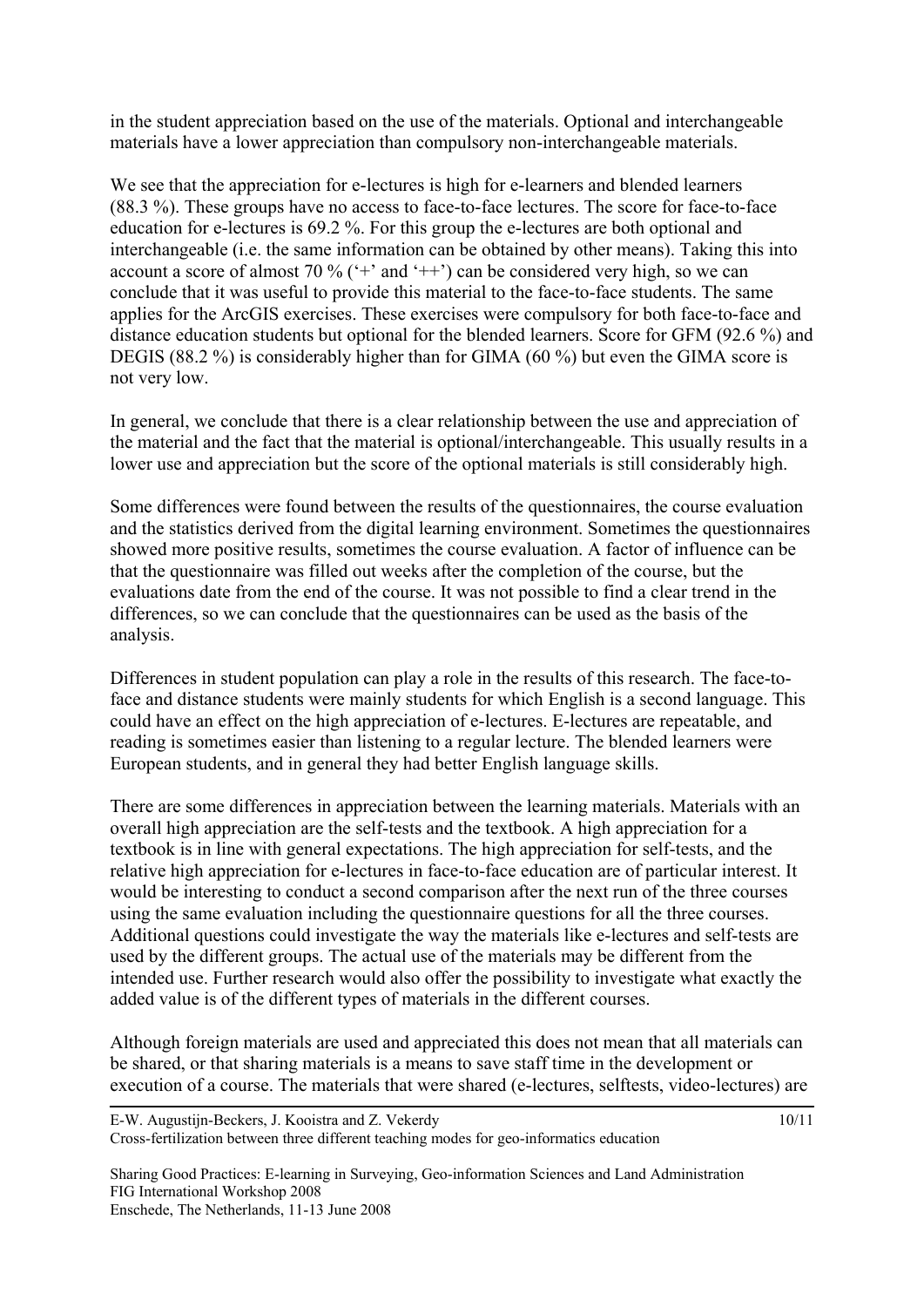in the student appreciation based on the use of the materials. Optional and interchangeable materials have a lower appreciation than compulsory non-interchangeable materials.

We see that the appreciation for e-lectures is high for e-learners and blended learners (88.3 %). These groups have no access to face-to-face lectures. The score for face-to-face education for e-lectures is 69.2 %. For this group the e-lectures are both optional and interchangeable (i.e. the same information can be obtained by other means). Taking this into account a score of almost 70 % ('+' and '++') can be considered very high, so we can conclude that it was useful to provide this material to the face-to-face students. The same applies for the ArcGIS exercises. These exercises were compulsory for both face-to-face and distance education students but optional for the blended learners. Score for GFM (92.6 %) and DEGIS (88.2 %) is considerably higher than for GIMA (60 %) but even the GIMA score is not very low.

In general, we conclude that there is a clear relationship between the use and appreciation of the material and the fact that the material is optional/interchangeable. This usually results in a lower use and appreciation but the score of the optional materials is still considerably high.

Some differences were found between the results of the questionnaires, the course evaluation and the statistics derived from the digital learning environment. Sometimes the questionnaires showed more positive results, sometimes the course evaluation. A factor of influence can be that the questionnaire was filled out weeks after the completion of the course, but the evaluations date from the end of the course. It was not possible to find a clear trend in the differences, so we can conclude that the questionnaires can be used as the basis of the analysis.

Differences in student population can play a role in the results of this research. The face-to-face and distance students were mainly students for which English is a second language. This could have an effect on the high appreciation of e-lectures. E-lectures are repeatable, and reading is sometimes easier than listening to a regular lecture. The blended learners were European students, and in general they had better English language skills.

There are some differences in appreciation between the learning materials. Materials with an overall high appreciation are the self-tests and the textbook. A high appreciation for a textbook is in line with general expectations. The high appreciation for self-tests, and the relative high appreciation for e-lectures in face-to-face education are of particular interest. It would be interesting to conduct a second comparison after the next run of the three courses using the same evaluation including the questionnaire questions for all the three courses. Additional questions could investigate the way the materials like e-lectures and self-tests are used by the different groups. The actual use of the materials may be different from the intended use. Further research would also offer the possibility to investigate what exactly the added value is of the different types of materials in the different courses.

Although foreign materials are used and appreciated this does not mean that all materials can be shared, or that sharing materials is a means to save staff time in the development or execution of a course. The materials that were shared (e-lectures, selftests, video-lectures) are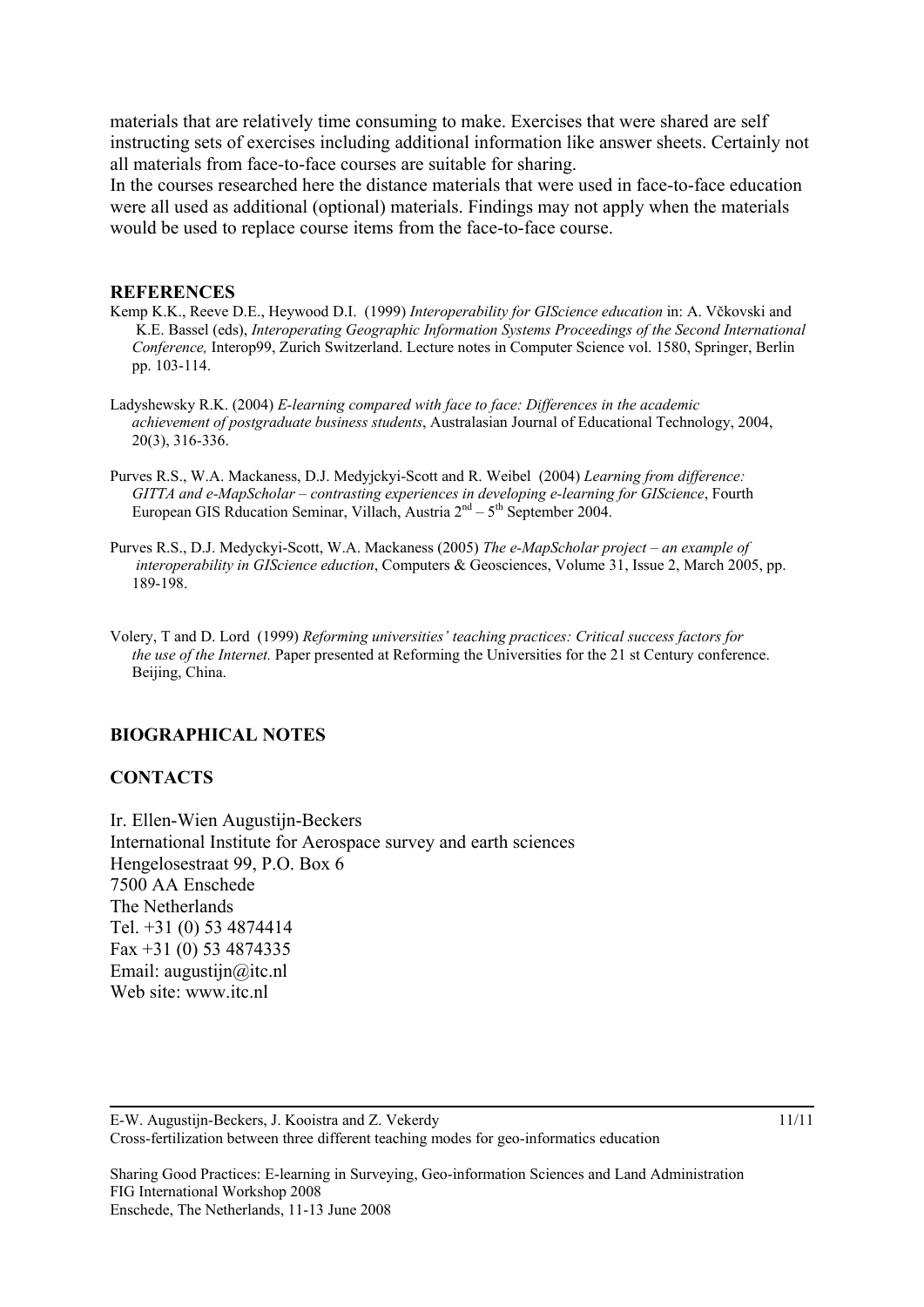materials that are relatively time consuming to make. Exercises that were shared are self instructing sets of exercises including additional information like answer sheets. Certainly not all materials from face-to-face courses are suitable for sharing.
In the courses researched here the distance materials that were used in face-to-face education were all used as additional (optional) materials. Findings may not apply when the materials would be used to replace course items from the face-to-face course.

## REFERENCES

Kemp K.K., Reeve D.E., Heywood D.I. (1999) *Interoperability for GIScience education* in: A. Včkovski and K.E. Bassel (eds), *Interoperating Geographic Information Systems Proceedings of the Second International Conference,* Interop99, Zurich Switzerland. Lecture notes in Computer Science vol. 1580, Springer, Berlin pp. 103-114.

Ladyshewsky R.K. (2004) *E-learning compared with face to face: Differences in the academic achievement of postgraduate business students*, Australasian Journal of Educational Technology, 2004, 20(3), 316-336.

Purves R.S., W.A. Mackaness, D.J. Medyjckyi-Scott and R. Weibel (2004) *Learning from difference: GITTA and e-MapScholar – contrasting experiences in developing e-learning for GIScience*, Fourth European GIS Rducation Seminar, Villach, Austria 2nd – 5th September 2004.

Purves R.S., D.J. Medyckyi-Scott, W.A. Mackaness (2005) *The e-MapScholar project – an example of interoperability in GIScience eduction*, Computers & Geosciences, Volume 31, Issue 2, March 2005, pp. 189-198.

Volery, T and D. Lord (1999) *Reforming universities' teaching practices: Critical success factors for the use of the Internet.* Paper presented at Reforming the Universities for the 21 st Century conference. Beijing, China.

## BIOGRAPHICAL NOTES

## CONTACTS

Ir. Ellen-Wien Augustijn-Beckers
International Institute for Aerospace survey and earth sciences
Hengelosestraat 99, P.O. Box 6
7500 AA Enschede
The Netherlands
Tel. +31 (0) 53 4874414
Fax +31 (0) 53 4874335
Email: augustijn@itc.nl
Web site: www.itc.nl